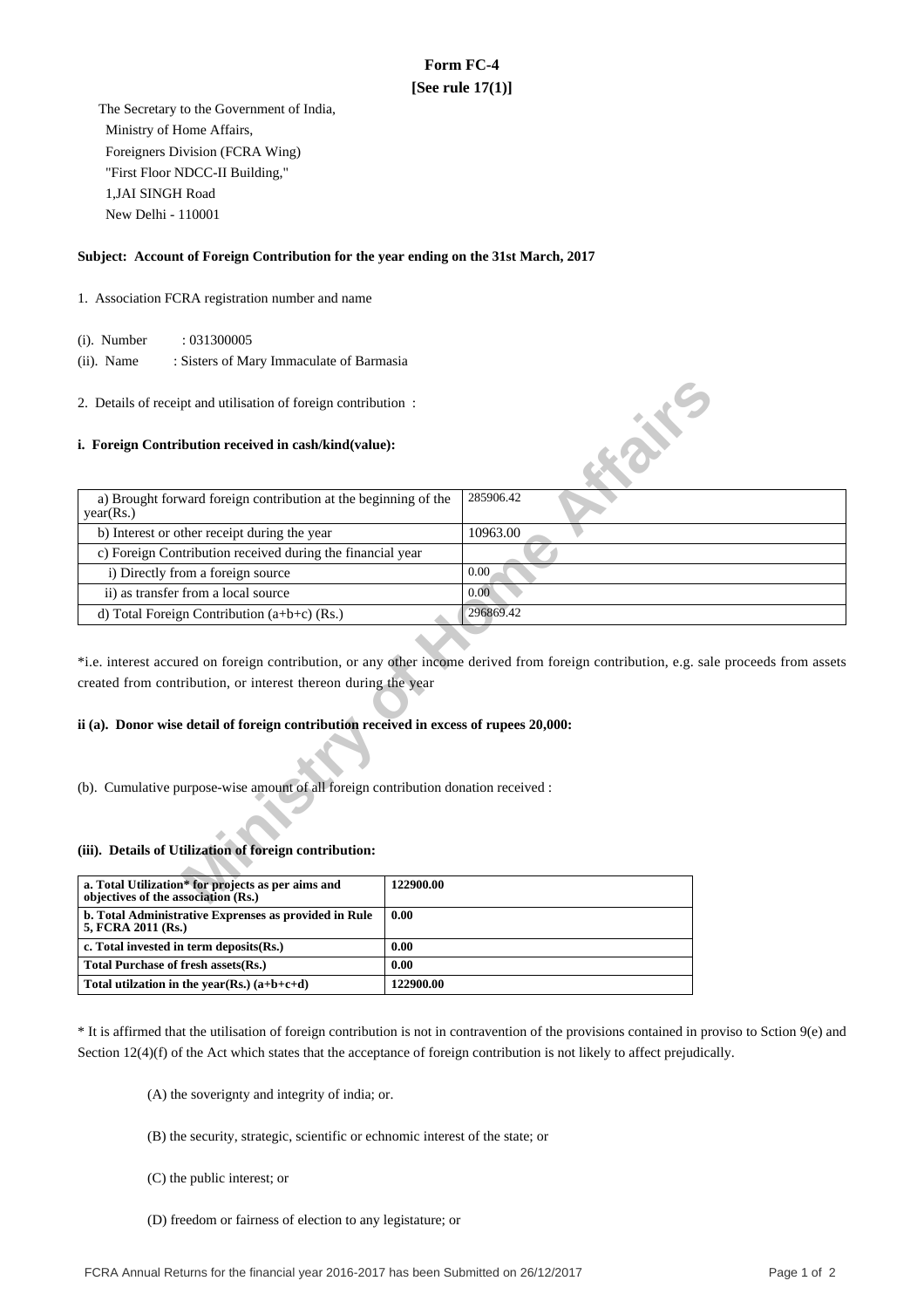# Form FC-4

**[See rule 17(1)]**

The Secretary to the Government of India,
Ministry of Home Affairs,
Foreigners Division (FCRA Wing)
"First Floor NDCC-II Building,"
1,JAI SINGH Road
New Delhi - 110001

**Subject: Account of Foreign Contribution for the year ending on the 31st March, 2017**

1. Association FCRA registration number and name

(i). Number : 031300005

(ii). Name : Sisters of Mary Immaculate of Barmasia

2. Details of receipt and utilisation of foreign contribution :

**i. Foreign Contribution received in cash/kind(value):**

| | |
|---|---|
| a) Brought forward foreign contribution at the beginning of the year(Rs.) | 285906.42 |
| b) Interest or other receipt during the year | 10963.00 |
| c) Foreign Contribution received during the financial year | |
| i) Directly from a foreign source | 0.00 |
| ii) as transfer from a local source | 0.00 |
| d) Total Foreign Contribution (a+b+c) (Rs.) | 296869.42 |

*i.e. interest accured on foreign contribution, or any other income derived from foreign contribution, e.g. sale proceeds from assets created from contribution, or interest thereon during the year

**ii (a). Donor wise detail of foreign contribution received in excess of rupees 20,000:**

(b). Cumulative purpose-wise amount of all foreign contribution donation received :

**(iii). Details of Utilization of foreign contribution:**

| | |
|---|---|
| **a. Total Utilization* for projects as per aims and objectives of the association (Rs.)** | **122900.00** |
| **b. Total Administrative Exprenses as provided in Rule 5, FCRA 2011 (Rs.)** | **0.00** |
| **c. Total invested in term deposits(Rs.)** | **0.00** |
| **Total Purchase of fresh assets(Rs.)** | **0.00** |
| **Total utilzation in the year(Rs.) (a+b+c+d)** | **122900.00** |

* It is affirmed that the utilisation of foreign contribution is not in contravention of the provisions contained in proviso to Sction 9(e) and Section 12(4)(f) of the Act which states that the acceptance of foreign contribution is not likely to affect prejudically.

(A) the soverignty and integrity of india; or.

(B) the security, strategic, scientific or echnomic interest of the state; or

(C) the public interest; or

(D) freedom or fairness of election to any legistature; or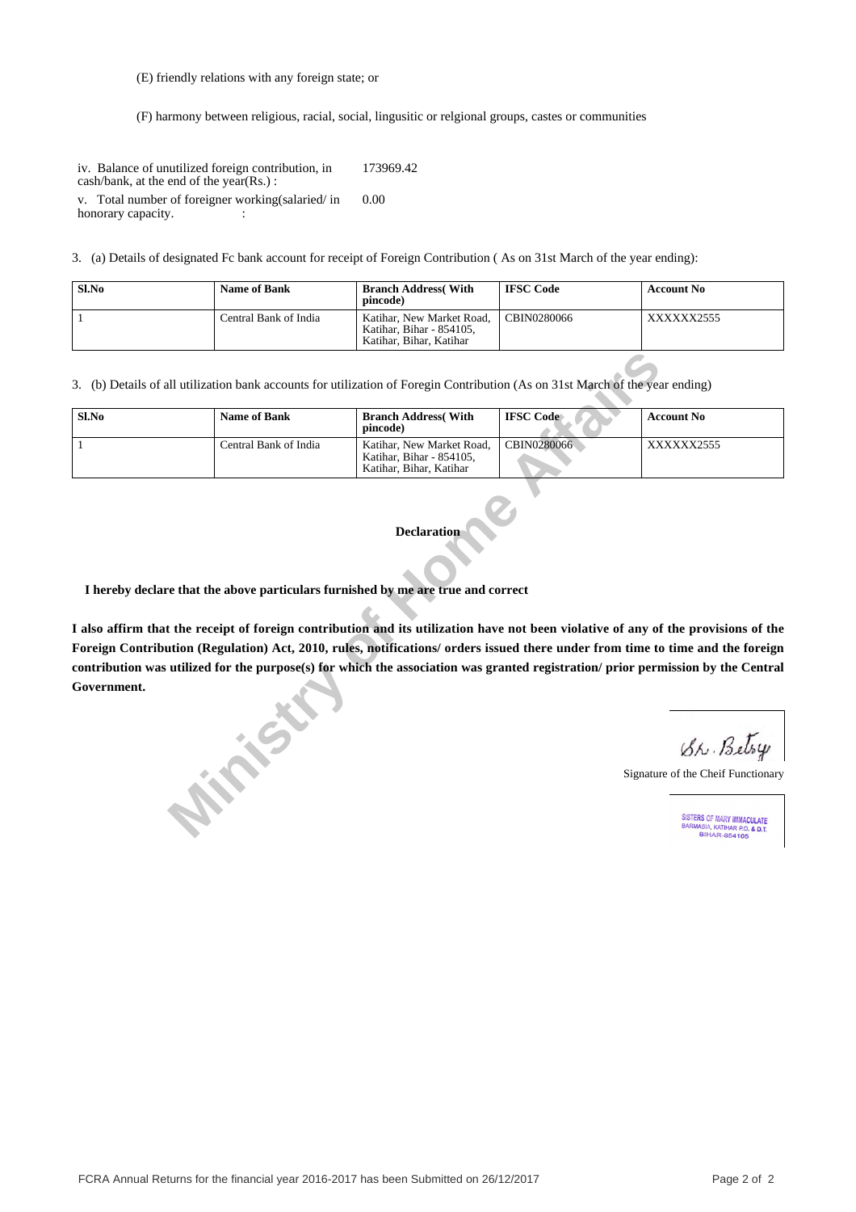(E) friendly relations with any foreign state; or

(F) harmony between religious, racial, social, lingusitic or relgional groups, castes or communities

iv. Balance of unutilized foreign contribution, in cash/bank, at the end of the year(Rs.) : 173969.42

v. Total number of foreigner working(salaried/ in honorary capacity. : 0.00

3. (a) Details of designated Fc bank account for receipt of Foreign Contribution ( As on 31st March of the year ending):

| Sl.No | Name of Bank | Branch Address( With pincode) | IFSC Code | Account No |
|---|---|---|---|---|
| 1 | Central Bank of India | Katihar, New Market Road, Katihar, Bihar - 854105, Katihar, Bihar, Katihar | CBIN0280066 | XXXXXX2555 |

3. (b) Details of all utilization bank accounts for utilization of Foregin Contribution (As on 31st March of the year ending)

| Sl.No | Name of Bank | Branch Address( With pincode) | IFSC Code | Account No |
|---|---|---|---|---|
| 1 | Central Bank of India | Katihar, New Market Road, Katihar, Bihar - 854105, Katihar, Bihar, Katihar | CBIN0280066 | XXXXXX2555 |

**Declaration**

**I hereby declare that the above particulars furnished by me are true and correct**

**I also affirm that the receipt of foreign contribution and its utilization have not been violative of any of the provisions of the Foreign Contribution (Regulation) Act, 2010, rules, notifications/ orders issued there under from time to time and the foreign contribution was utilized for the purpose(s) for which the association was granted registration/ prior permission by the Central Government.**

Sr. Betsy

Signature of the Cheif Functionary

SISTERS OF MARY IMMACULATE
BARMASIA, KATIHAR P.O. & D.T.
BIHAR-854105

FCRA Annual Returns for the financial year 2016-2017 has been Submitted on 26/12/2017